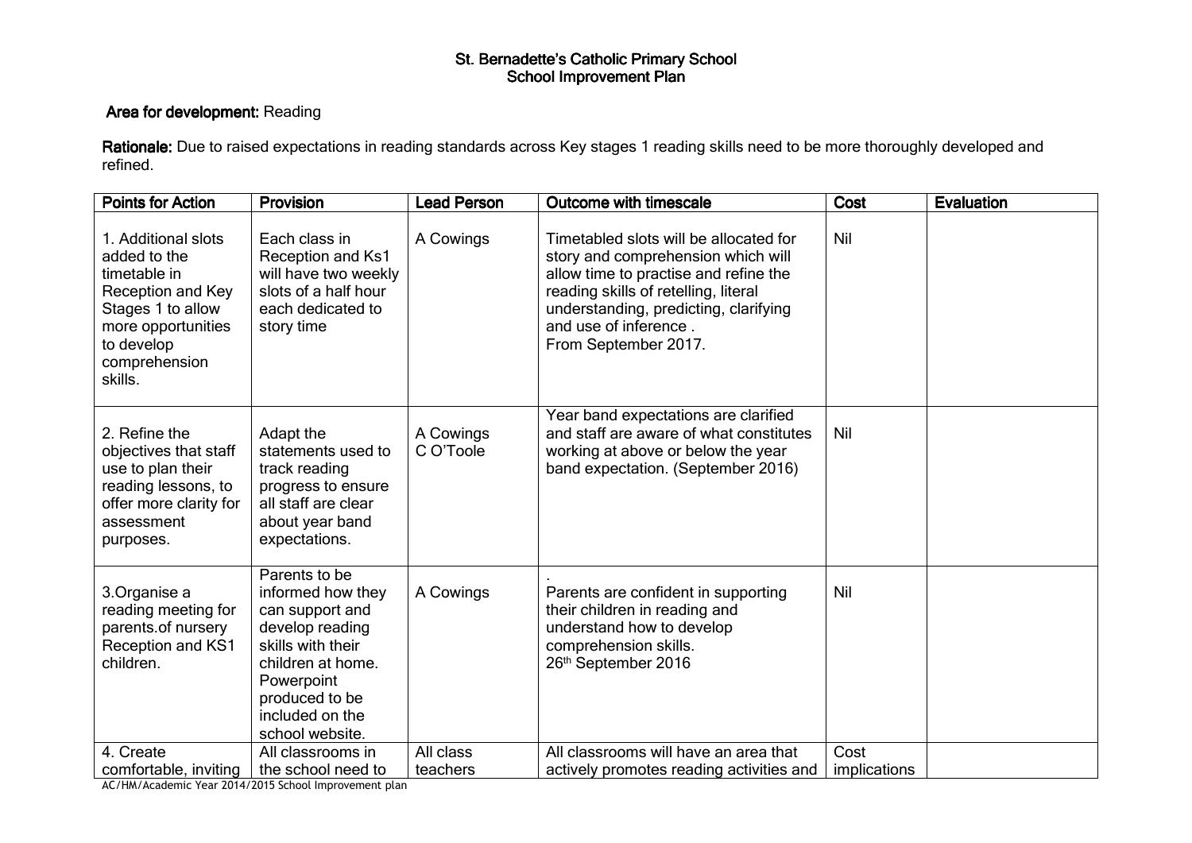# St. Bernadette's Catholic Primary School
## School Improvement Plan

**Area for development:** Reading

**Rationale:** Due to raised expectations in reading standards across Key stages 1 reading skills need to be more thoroughly developed and refined.

| Points for Action | Provision | Lead Person | Outcome with timescale | Cost | Evaluation |
|---|---|---|---|---|---|
| 1. Additional slots added to the timetable in Reception and Key Stages 1 to allow more opportunities to develop comprehension skills. | Each class in Reception and Ks1 will have two weekly slots of a half hour each dedicated to story time | A Cowings | Timetabled slots will be allocated for story and comprehension which will allow time to practise and refine the reading skills of retelling, literal understanding, predicting, clarifying and use of inference . From September 2017. | Nil | |
| 2. Refine the objectives that staff use to plan their reading lessons, to offer more clarity for assessment purposes. | Adapt the statements used to track reading progress to ensure all staff are clear about year band expectations. | A Cowings C O'Toole | Year band expectations are clarified and staff are aware of what constitutes working at above or below the year band expectation. (September 2016) | Nil | |
| 3.Organise a reading meeting for parents.of nursery Reception and KS1 children. | Parents to be informed how they can support and develop reading skills with their children at home. Powerpoint produced to be included on the school website. | A Cowings | . Parents are confident in supporting their children in reading and understand how to develop comprehension skills. 26th September 2016 | Nil | |
| 4. Create comfortable, inviting | All classrooms in the school need to | All class teachers | All classrooms will have an area that actively promotes reading activities and | Cost implications | |

AC/HM/Academic Year 2014/2015 School Improvement plan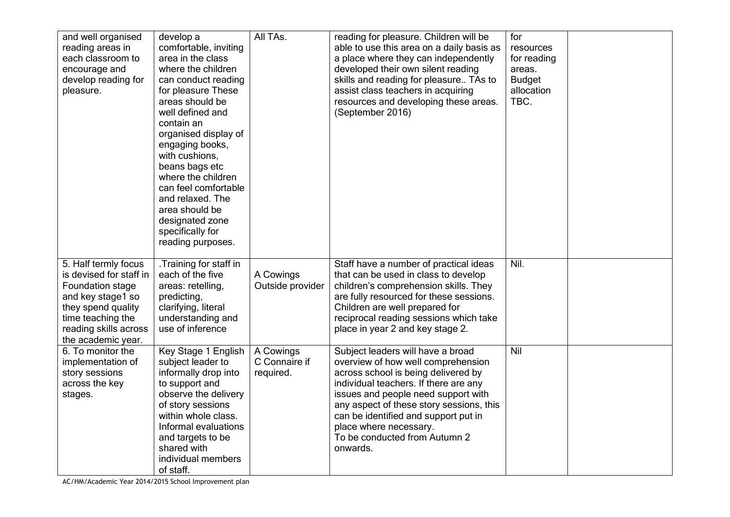| | | | | | |
|---|---|---|---|---|---|
| and well organised reading areas in each classroom to encourage and develop reading for pleasure. | develop a comfortable, inviting area in the class where the children can conduct reading for pleasure These areas should be well defined and contain an organised display of engaging books, with cushions, beans bags etc where the children can feel comfortable and relaxed. The area should be designated zone specifically for reading purposes. | All TAs. | reading for pleasure. Children will be able to use this area on a daily basis as a place where they can independently developed their own silent reading skills and reading for pleasure.. TAs to assist class teachers in acquiring resources and developing these areas. (September 2016) | for resources for reading areas. Budget allocation TBC. | |
| 5. Half termly focus is devised for staff in Foundation stage and key stage1 so they spend quality time teaching the reading skills across the academic year. | .Training for staff in each of the five areas: retelling, predicting, clarifying, literal understanding and use of inference | A Cowings Outside provider | Staff have a number of practical ideas that can be used in class to develop children's comprehension skills. They are fully resourced for these sessions. Children are well prepared for reciprocal reading sessions which take place in year 2 and key stage 2. | Nil. | |
| 6. To monitor the implementation of story sessions across the key stages. | Key Stage 1 English subject leader to informally drop into to support and observe the delivery of story sessions within whole class. Informal evaluations and targets to be shared with individual members of staff. | A Cowings C Connaire if required. | Subject leaders will have a broad overview of how well comprehension across school is being delivered by individual teachers. If there are any issues and people need support with any aspect of these story sessions, this can be identified and support put in place where necessary. To be conducted from Autumn 2 onwards. | Nil | |

AC/HM/Academic Year 2014/2015 School Improvement plan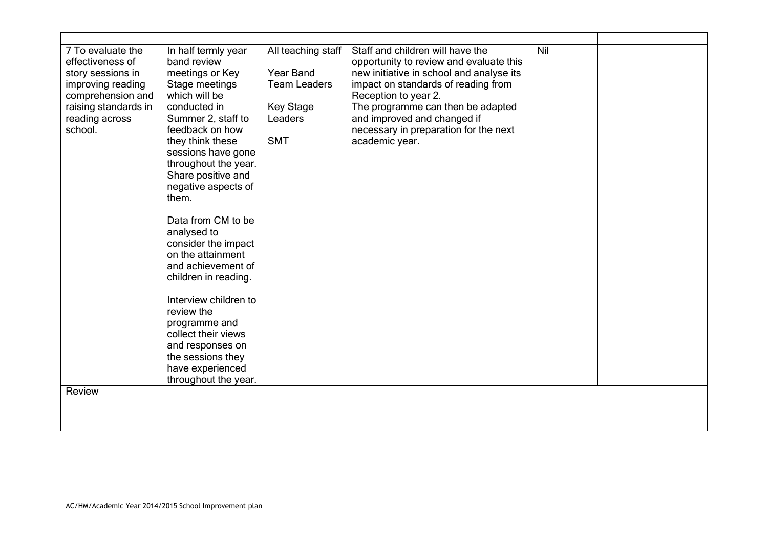| | | | | | |
|---|---|---|---|---|---|
| 7 To evaluate the effectiveness of story sessions in improving reading comprehension and raising standards in reading across school. | In half termly year band review meetings or Key Stage meetings which will be conducted in Summer 2, staff to feedback on how they think these sessions have gone throughout the year. Share positive and negative aspects of them.<br><br>Data from CM to be analysed to consider the impact on the attainment and achievement of children in reading.<br><br>Interview children to review the programme and collect their views and responses on the sessions they have experienced throughout the year. | All teaching staff<br><br>Year Band Team Leaders<br><br>Key Stage Leaders<br><br>SMT | Staff and children will have the opportunity to review and evaluate this new initiative in school and analyse its impact on standards of reading from Reception to year 2.<br>The programme can then be adapted and improved and changed if necessary in preparation for the next academic year. | Nil | |
| Review | | | | | |